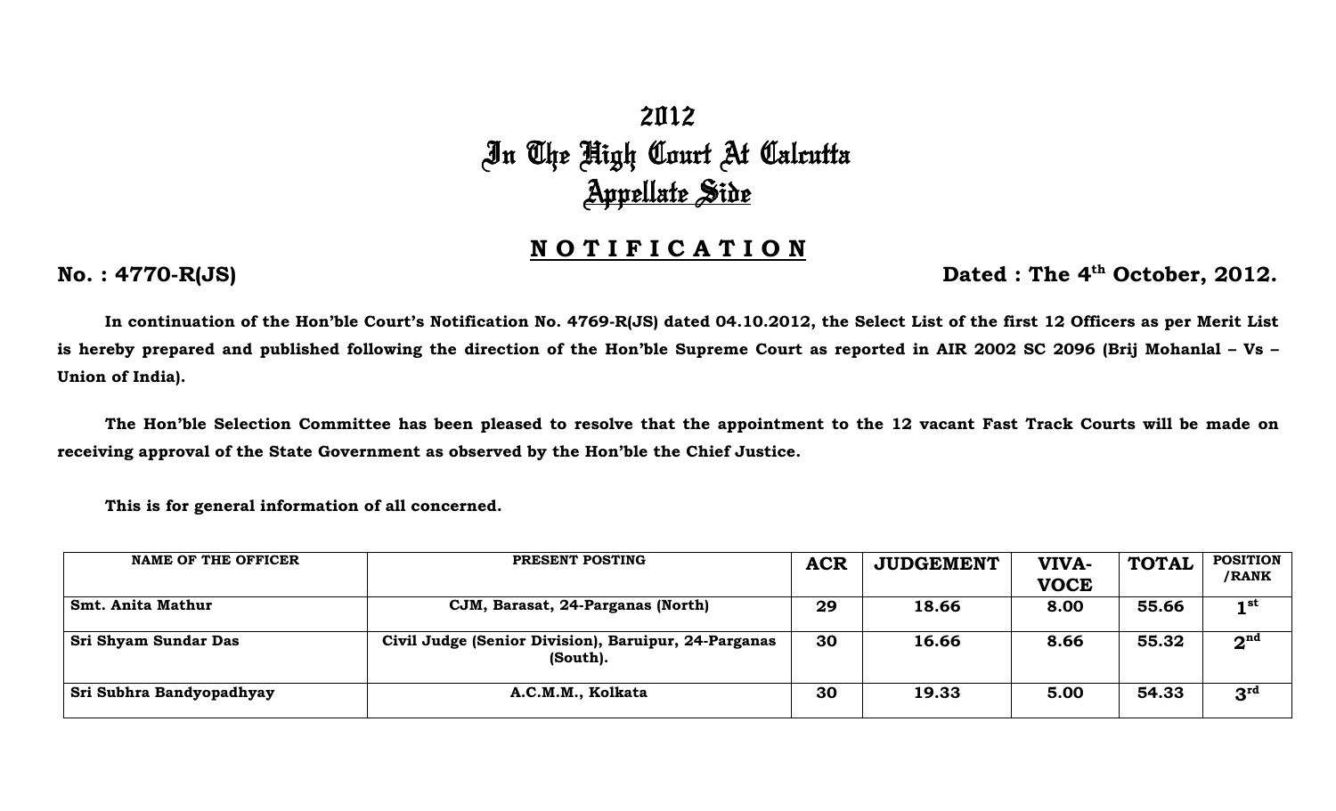# 2012
# In The High Court At Calcutta
## Appellate Side

## NOTIFICATION

**No. : 4770-R(JS)** **Dated : The 4th October, 2012.**

**In continuation of the Hon'ble Court's Notification No. 4769-R(JS) dated 04.10.2012, the Select List of the first 12 Officers as per Merit List is hereby prepared and published following the direction of the Hon'ble Supreme Court as reported in AIR 2002 SC 2096 (Brij Mohanlal – Vs – Union of India).**

**The Hon'ble Selection Committee has been pleased to resolve that the appointment to the 12 vacant Fast Track Courts will be made on receiving approval of the State Government as observed by the Hon'ble the Chief Justice.**

**This is for general information of all concerned.**

| NAME OF THE OFFICER | PRESENT POSTING | ACR | JUDGEMENT | VIVA-VOCE | TOTAL | POSITION /RANK |
|---|---|---|---|---|---|---|
| Smt. Anita Mathur | CJM, Barasat, 24-Parganas (North) | 29 | 18.66 | 8.00 | 55.66 | 1st |
| Sri Shyam Sundar Das | Civil Judge (Senior Division), Baruipur, 24-Parganas (South). | 30 | 16.66 | 8.66 | 55.32 | 2nd |
| Sri Subhra Bandyopadhyay | A.C.M.M., Kolkata | 30 | 19.33 | 5.00 | 54.33 | 3rd |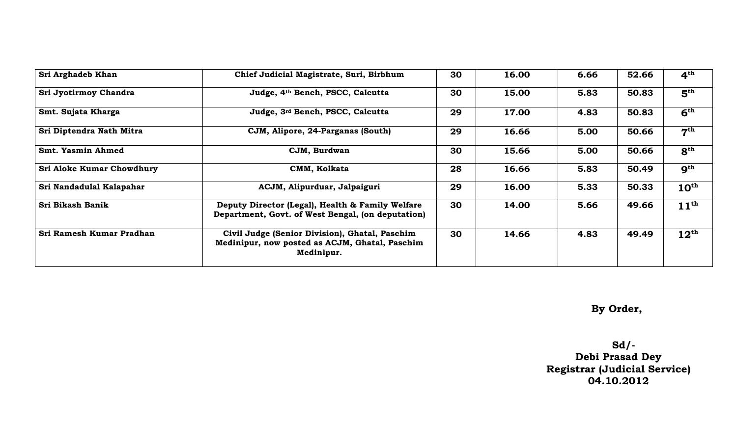| | | | | | | |
|---|---|---|---|---|---|---|
| **Sri Arghadeb Khan** | **Chief Judicial Magistrate, Suri, Birbhum** | **30** | **16.00** | **6.66** | **52.66** | **4th** |
| **Sri Jyotirmoy Chandra** | **Judge, 4th Bench, PSCC, Calcutta** | **30** | **15.00** | **5.83** | **50.83** | **5th** |
| **Smt. Sujata Kharga** | **Judge, 3rd Bench, PSCC, Calcutta** | **29** | **17.00** | **4.83** | **50.83** | **6th** |
| **Sri Diptendra Nath Mitra** | **CJM, Alipore, 24-Parganas (South)** | **29** | **16.66** | **5.00** | **50.66** | **7th** |
| **Smt. Yasmin Ahmed** | **CJM, Burdwan** | **30** | **15.66** | **5.00** | **50.66** | **8th** |
| **Sri Aloke Kumar Chowdhury** | **CMM, Kolkata** | **28** | **16.66** | **5.83** | **50.49** | **9th** |
| **Sri Nandadulal Kalapahar** | **ACJM, Alipurduar, Jalpaiguri** | **29** | **16.00** | **5.33** | **50.33** | **10th** |
| **Sri Bikash Banik** | **Deputy Director (Legal), Health & Family Welfare Department, Govt. of West Bengal, (on deputation)** | **30** | **14.00** | **5.66** | **49.66** | **11th** |
| **Sri Ramesh Kumar Pradhan** | **Civil Judge (Senior Division), Ghatal, Paschim Medinipur, now posted as ACJM, Ghatal, Paschim Medinipur.** | **30** | **14.66** | **4.83** | **49.49** | **12th** |

**By Order,**

**Sd/-**
**Debi Prasad Dey**
**Registrar (Judicial Service)**
**04.10.2012**